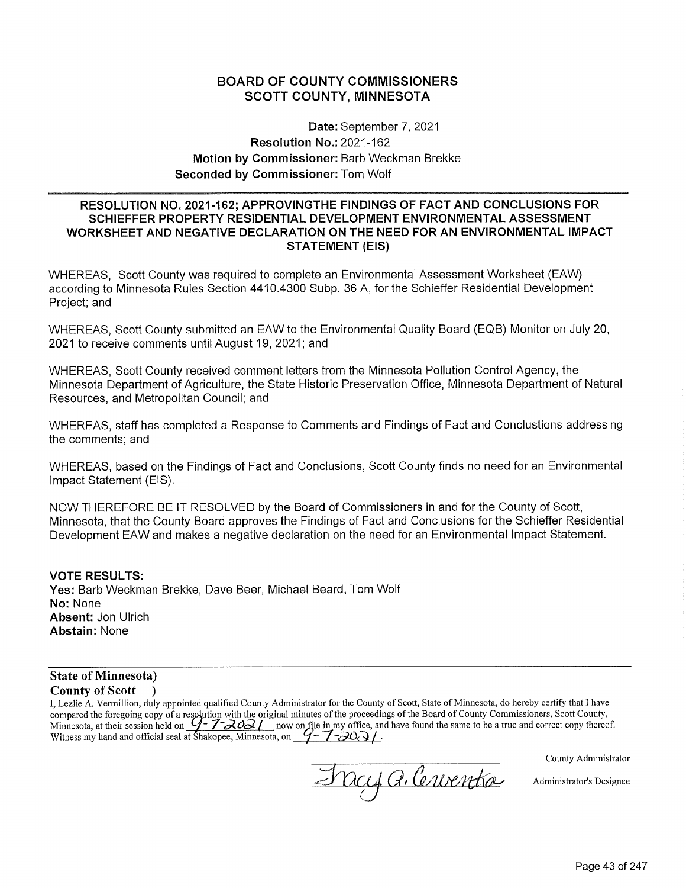# BOARD OF COUNTY COMMISSIONERS
# SCOTT COUNTY, MINNESOTA

**Date:** September 7, 2021
**Resolution No.:** 2021-162
**Motion by Commissioner:** Barb Weckman Brekke
**Seconded by Commissioner:** Tom Wolf

---

**RESOLUTION NO. 2021-162; APPROVINGTHE FINDINGS OF FACT AND CONCLUSIONS FOR SCHIEFFER PROPERTY RESIDENTIAL DEVELOPMENT ENVIRONMENTAL ASSESSMENT WORKSHEET AND NEGATIVE DECLARATION ON THE NEED FOR AN ENVIRONMENTAL IMPACT STATEMENT (EIS)**

WHEREAS, Scott County was required to complete an Environmental Assessment Worksheet (EAW) according to Minnesota Rules Section 4410.4300 Subp. 36 A, for the Schieffer Residential Development Project; and

WHEREAS, Scott County submitted an EAW to the Environmental Quality Board (EQB) Monitor on July 20, 2021 to receive comments until August 19, 2021; and

WHEREAS, Scott County received comment letters from the Minnesota Pollution Control Agency, the Minnesota Department of Agriculture, the State Historic Preservation Office, Minnesota Department of Natural Resources, and Metropolitan Council; and

WHEREAS, staff has completed a Response to Comments and Findings of Fact and Conclustions addressing the comments; and

WHEREAS, based on the Findings of Fact and Conclusions, Scott County finds no need for an Environmental Impact Statement (EIS).

NOW THEREFORE BE IT RESOLVED by the Board of Commissioners in and for the County of Scott, Minnesota, that the County Board approves the Findings of Fact and Conclusions for the Schieffer Residential Development EAW and makes a negative declaration on the need for an Environmental Impact Statement.

**VOTE RESULTS:**
**Yes:** Barb Weckman Brekke, Dave Beer, Michael Beard, Tom Wolf
**No:** None
**Absent:** Jon Ulrich
**Abstain:** None

---

**State of Minnesota)**
**County of Scott )**

I, Lezlie A. Vermillion, duly appointed qualified County Administrator for the County of Scott, State of Minnesota, do hereby certify that I have compared the foregoing copy of a resolution with the original minutes of the proceedings of the Board of County Commissioners, Scott County, Minnesota, at their session held on 9-7-2021 now on file in my office, and have found the same to be a true and correct copy thereof. Witness my hand and official seal at Shakopee, Minnesota, on 9-7-2021.

Tracy A. Cervenka

County Administrator

Administrator's Designee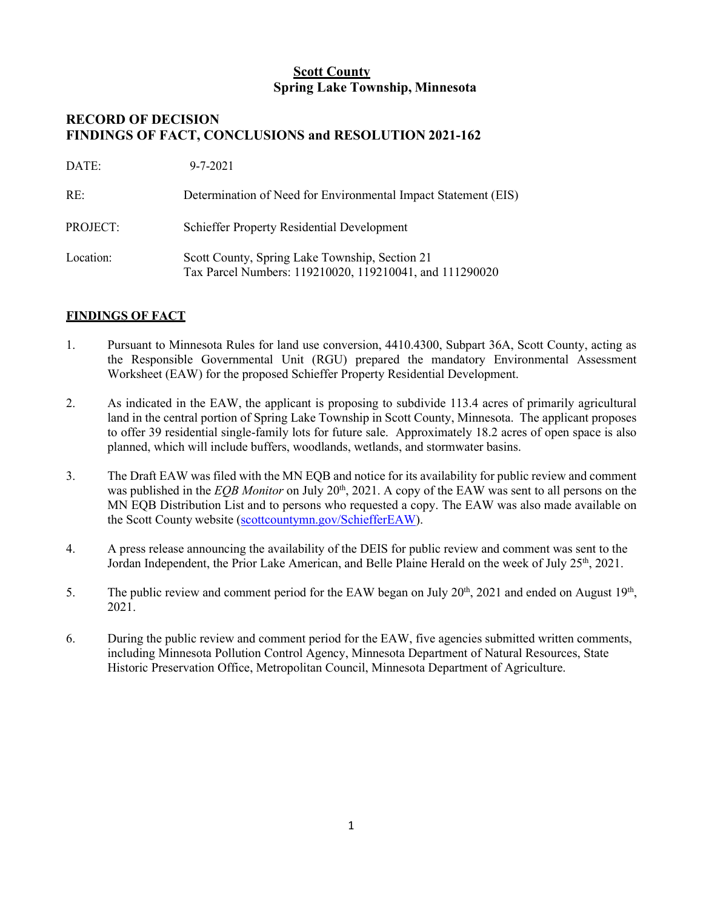**Scott County**
**Spring Lake Township, Minnesota**

## RECORD OF DECISION
## FINDINGS OF FACT, CONCLUSIONS and RESOLUTION 2021-162

| | |
|---|---|
| DATE: | 9-7-2021 |
| RE: | Determination of Need for Environmental Impact Statement (EIS) |
| PROJECT: | Schieffer Property Residential Development |
| Location: | Scott County, Spring Lake Township, Section 21<br>Tax Parcel Numbers: 119210020, 119210041, and 111290020 |

### FINDINGS OF FACT

1. Pursuant to Minnesota Rules for land use conversion, 4410.4300, Subpart 36A, Scott County, acting as the Responsible Governmental Unit (RGU) prepared the mandatory Environmental Assessment Worksheet (EAW) for the proposed Schieffer Property Residential Development.

2. As indicated in the EAW, the applicant is proposing to subdivide 113.4 acres of primarily agricultural land in the central portion of Spring Lake Township in Scott County, Minnesota. The applicant proposes to offer 39 residential single-family lots for future sale. Approximately 18.2 acres of open space is also planned, which will include buffers, woodlands, wetlands, and stormwater basins.

3. The Draft EAW was filed with the MN EQB and notice for its availability for public review and comment was published in the *EQB Monitor* on July 20th, 2021. A copy of the EAW was sent to all persons on the MN EQB Distribution List and to persons who requested a copy. The EAW was also made available on the Scott County website (scottcountymn.gov/SchiefferEAW).

4. A press release announcing the availability of the DEIS for public review and comment was sent to the Jordan Independent, the Prior Lake American, and Belle Plaine Herald on the week of July 25th, 2021.

5. The public review and comment period for the EAW began on July 20th, 2021 and ended on August 19th, 2021.

6. During the public review and comment period for the EAW, five agencies submitted written comments, including Minnesota Pollution Control Agency, Minnesota Department of Natural Resources, State Historic Preservation Office, Metropolitan Council, Minnesota Department of Agriculture.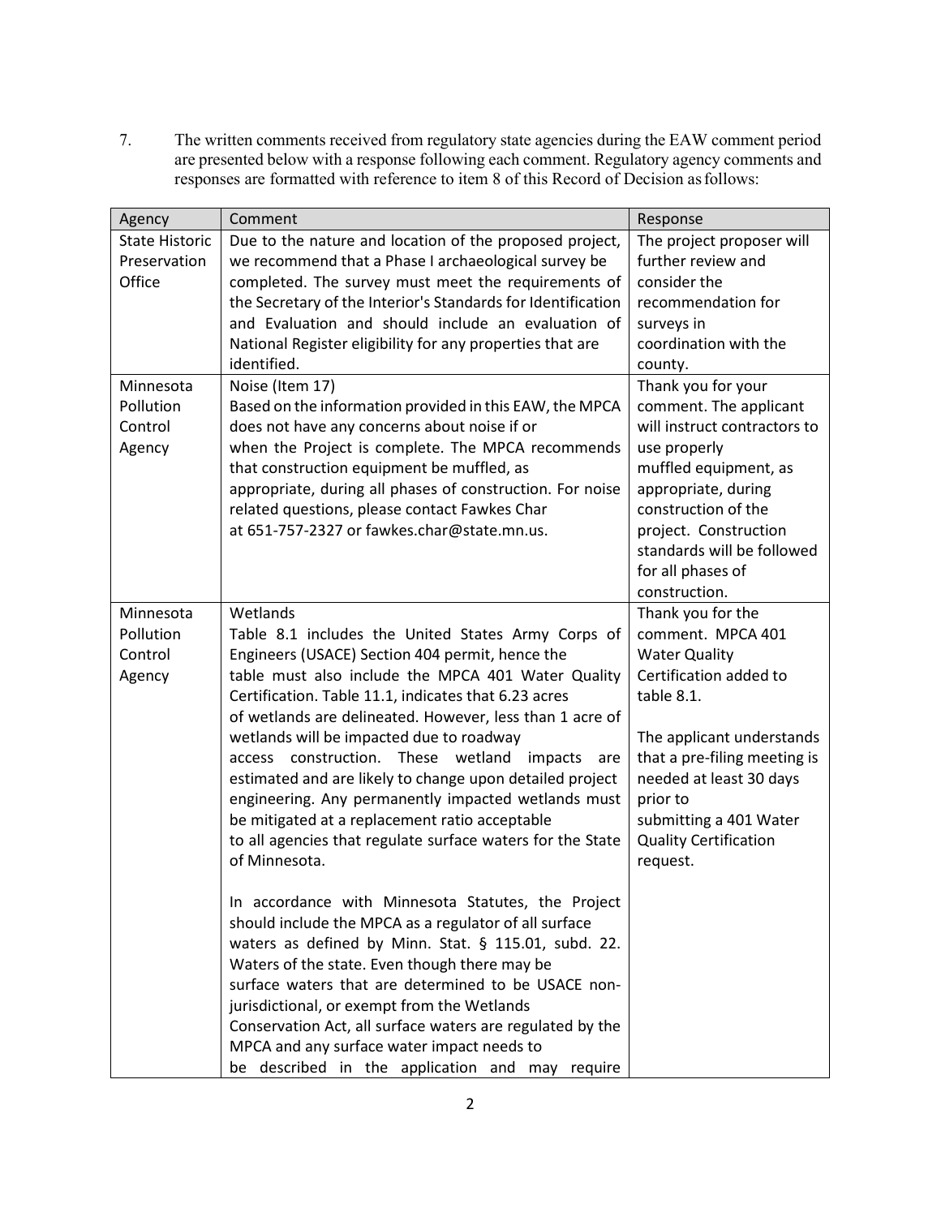7. The written comments received from regulatory state agencies during the EAW comment period are presented below with a response following each comment. Regulatory agency comments and responses are formatted with reference to item 8 of this Record of Decision as follows:

| Agency | Comment | Response |
|---|---|---|
| State Historic Preservation Office | Due to the nature and location of the proposed project, we recommend that a Phase I archaeological survey be completed. The survey must meet the requirements of the Secretary of the Interior's Standards for Identification and Evaluation and should include an evaluation of National Register eligibility for any properties that are identified. | The project proposer will further review and consider the recommendation for surveys in coordination with the county. |
| Minnesota Pollution Control Agency | Noise (Item 17)<br>Based on the information provided in this EAW, the MPCA does not have any concerns about noise if or when the Project is complete. The MPCA recommends that construction equipment be muffled, as appropriate, during all phases of construction. For noise related questions, please contact Fawkes Char at 651-757-2327 or fawkes.char@state.mn.us. | Thank you for your comment. The applicant will instruct contractors to use properly muffled equipment, as appropriate, during construction of the project. Construction standards will be followed for all phases of construction. |
| Minnesota Pollution Control Agency | Wetlands<br>Table 8.1 includes the United States Army Corps of Engineers (USACE) Section 404 permit, hence the table must also include the MPCA 401 Water Quality Certification. Table 11.1, indicates that 6.23 acres of wetlands are delineated. However, less than 1 acre of wetlands will be impacted due to roadway access construction. These wetland impacts are estimated and are likely to change upon detailed project engineering. Any permanently impacted wetlands must be mitigated at a replacement ratio acceptable to all agencies that regulate surface waters for the State of Minnesota.<br><br>In accordance with Minnesota Statutes, the Project should include the MPCA as a regulator of all surface waters as defined by Minn. Stat. § 115.01, subd. 22. Waters of the state. Even though there may be surface waters that are determined to be USACE non-jurisdictional, or exempt from the Wetlands Conservation Act, all surface waters are regulated by the MPCA and any surface water impact needs to be described in the application and may require | Thank you for the comment. MPCA 401 Water Quality Certification added to table 8.1.<br><br>The applicant understands that a pre-filing meeting is needed at least 30 days prior to submitting a 401 Water Quality Certification request. |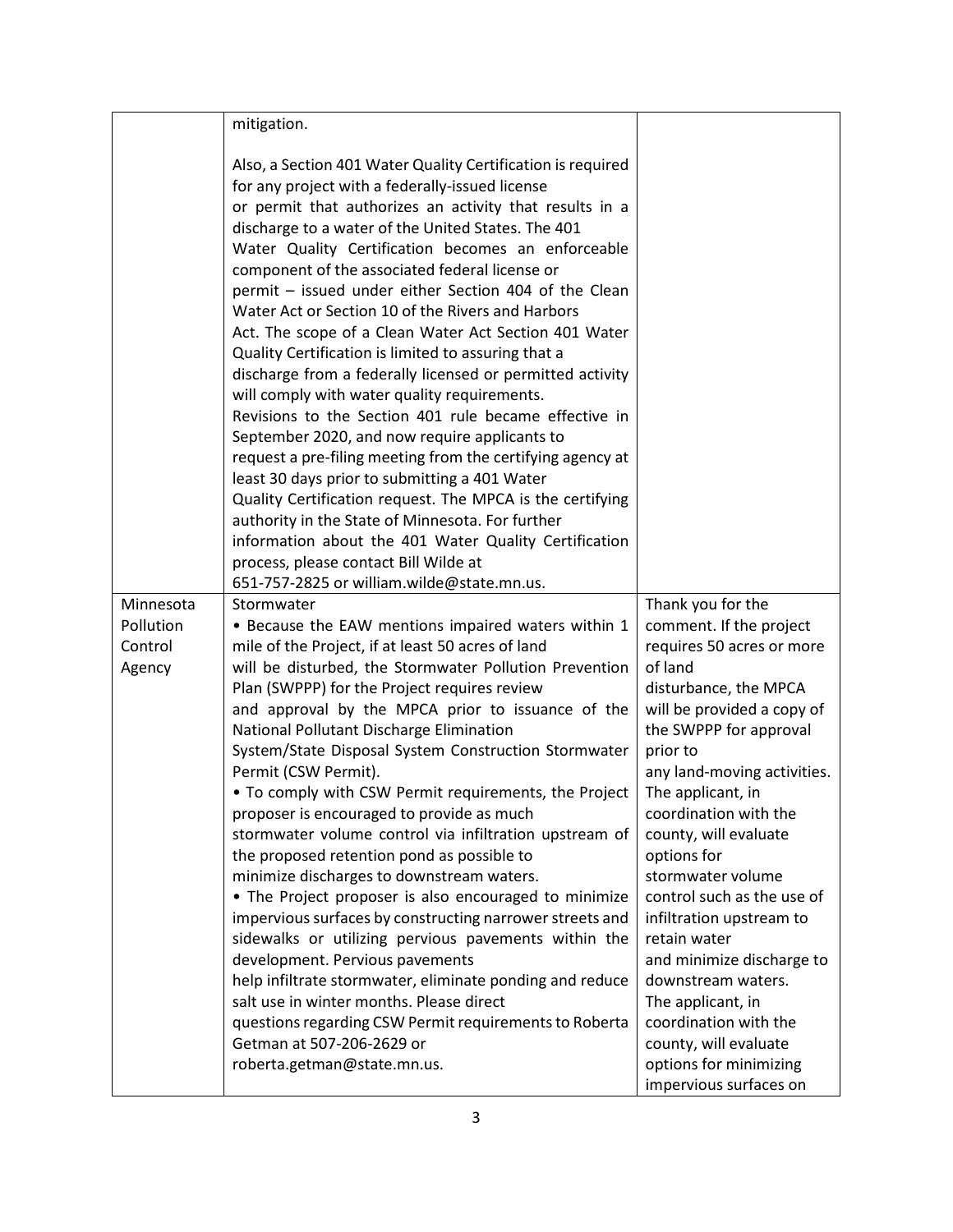| | | |
|---|---|---|
| | mitigation.<br><br>Also, a Section 401 Water Quality Certification is required for any project with a federally-issued license or permit that authorizes an activity that results in a discharge to a water of the United States. The 401 Water Quality Certification becomes an enforceable component of the associated federal license or permit – issued under either Section 404 of the Clean Water Act or Section 10 of the Rivers and Harbors Act. The scope of a Clean Water Act Section 401 Water Quality Certification is limited to assuring that a discharge from a federally licensed or permitted activity will comply with water quality requirements.<br>Revisions to the Section 401 rule became effective in September 2020, and now require applicants to request a pre-filing meeting from the certifying agency at least 30 days prior to submitting a 401 Water Quality Certification request. The MPCA is the certifying authority in the State of Minnesota. For further information about the 401 Water Quality Certification process, please contact Bill Wilde at 651-757-2825 or william.wilde@state.mn.us. | |
| Minnesota Pollution Control Agency | Stormwater<br>• Because the EAW mentions impaired waters within 1 mile of the Project, if at least 50 acres of land will be disturbed, the Stormwater Pollution Prevention Plan (SWPPP) for the Project requires review and approval by the MPCA prior to issuance of the National Pollutant Discharge Elimination System/State Disposal System Construction Stormwater Permit (CSW Permit).<br>• To comply with CSW Permit requirements, the Project proposer is encouraged to provide as much stormwater volume control via infiltration upstream of the proposed retention pond as possible to minimize discharges to downstream waters.<br>• The Project proposer is also encouraged to minimize impervious surfaces by constructing narrower streets and sidewalks or utilizing pervious pavements within the development. Pervious pavements help infiltrate stormwater, eliminate ponding and reduce salt use in winter months. Please direct questions regarding CSW Permit requirements to Roberta Getman at 507-206-2629 or roberta.getman@state.mn.us. | Thank you for the comment. If the project requires 50 acres or more of land disturbance, the MPCA will be provided a copy of the SWPPP for approval prior to any land-moving activities.<br>The applicant, in coordination with the county, will evaluate options for stormwater volume control such as the use of infiltration upstream to retain water and minimize discharge to downstream waters.<br>The applicant, in coordination with the county, will evaluate options for minimizing impervious surfaces on |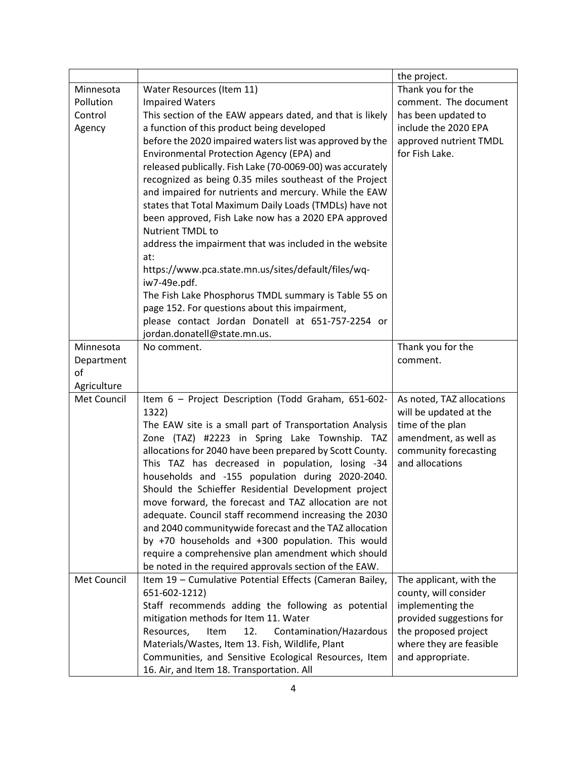| | | |
|---|---|---|
| | | the project. |
| Minnesota Pollution Control Agency | Water Resources (Item 11)<br>Impaired Waters<br>This section of the EAW appears dated, and that is likely a function of this product being developed before the 2020 impaired waters list was approved by the Environmental Protection Agency (EPA) and released publically. Fish Lake (70-0069-00) was accurately recognized as being 0.35 miles southeast of the Project and impaired for nutrients and mercury. While the EAW states that Total Maximum Daily Loads (TMDLs) have not been approved, Fish Lake now has a 2020 EPA approved Nutrient TMDL to address the impairment that was included in the website at: https://www.pca.state.mn.us/sites/default/files/wq-iw7-49e.pdf.<br>The Fish Lake Phosphorus TMDL summary is Table 55 on page 152. For questions about this impairment, please contact Jordan Donatell at 651-757-2254 or jordan.donatell@state.mn.us. | Thank you for the comment. The document has been updated to include the 2020 EPA approved nutrient TMDL for Fish Lake. |
| Minnesota Department of Agriculture | No comment. | Thank you for the comment. |
| Met Council | Item 6 – Project Description (Todd Graham, 651-602-1322)<br>The EAW site is a small part of Transportation Analysis Zone (TAZ) #2223 in Spring Lake Township. TAZ allocations for 2040 have been prepared by Scott County. This TAZ has decreased in population, losing -34 households and -155 population during 2020-2040. Should the Schieffer Residential Development project move forward, the forecast and TAZ allocation are not adequate. Council staff recommend increasing the 2030 and 2040 communitywide forecast and the TAZ allocation by +70 households and +300 population. This would require a comprehensive plan amendment which should be noted in the required approvals section of the EAW. | As noted, TAZ allocations will be updated at the time of the plan amendment, as well as community forecasting and allocations |
| Met Council | Item 19 – Cumulative Potential Effects (Cameran Bailey, 651-602-1212)<br>Staff recommends adding the following as potential mitigation methods for Item 11. Water Resources, Item 12. Contamination/Hazardous Materials/Wastes, Item 13. Fish, Wildlife, Plant Communities, and Sensitive Ecological Resources, Item 16. Air, and Item 18. Transportation. All | The applicant, with the county, will consider implementing the provided suggestions for the proposed project where they are feasible and appropriate. |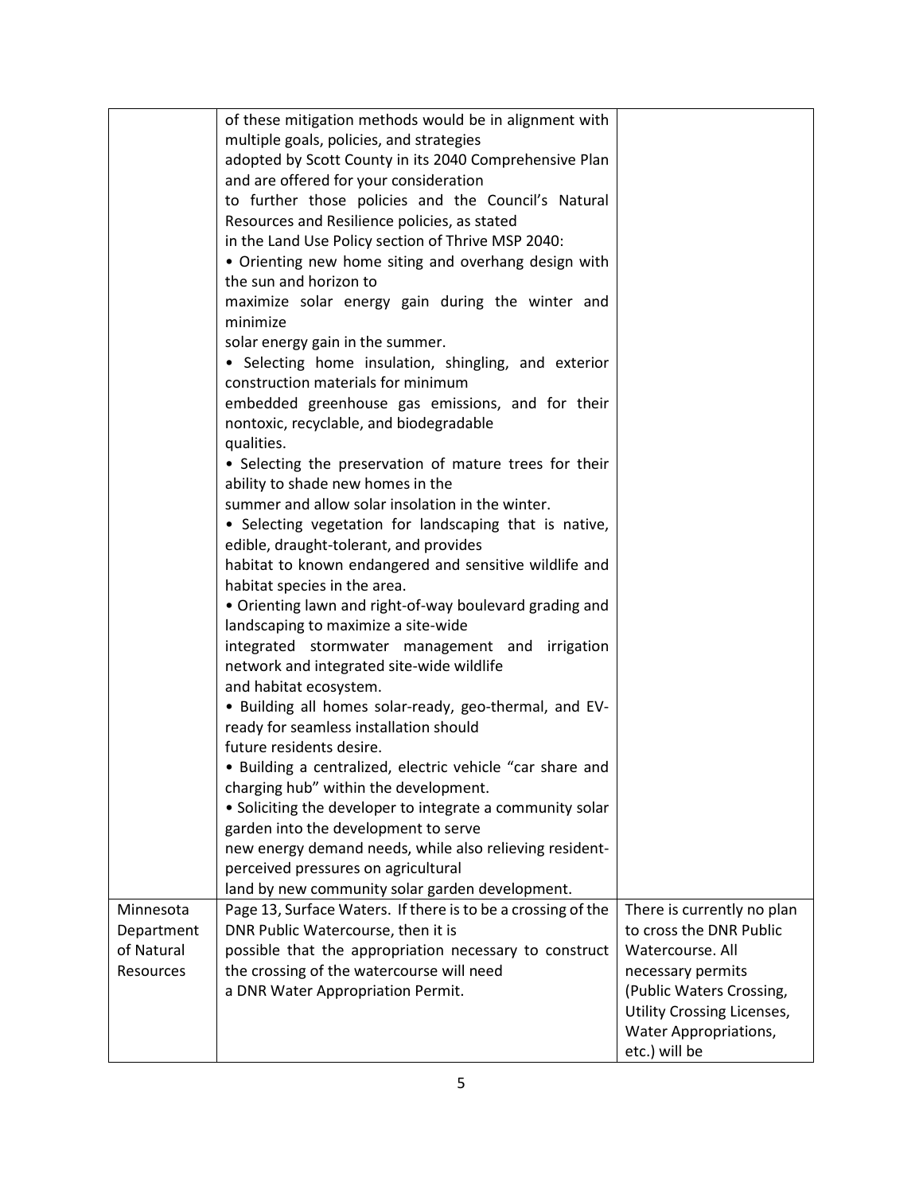| | | |
|---|---|---|
| | of these mitigation methods would be in alignment with multiple goals, policies, and strategies adopted by Scott County in its 2040 Comprehensive Plan and are offered for your consideration to further those policies and the Council's Natural Resources and Resilience policies, as stated in the Land Use Policy section of Thrive MSP 2040:<br>• Orienting new home siting and overhang design with the sun and horizon to maximize solar energy gain during the winter and minimize solar energy gain in the summer.<br>• Selecting home insulation, shingling, and exterior construction materials for minimum embedded greenhouse gas emissions, and for their nontoxic, recyclable, and biodegradable qualities.<br>• Selecting the preservation of mature trees for their ability to shade new homes in the summer and allow solar insolation in the winter.<br>• Selecting vegetation for landscaping that is native, edible, draught-tolerant, and provides habitat to known endangered and sensitive wildlife and habitat species in the area.<br>• Orienting lawn and right-of-way boulevard grading and landscaping to maximize a site-wide integrated stormwater management and irrigation network and integrated site-wide wildlife and habitat ecosystem.<br>• Building all homes solar-ready, geo-thermal, and EV-ready for seamless installation should future residents desire.<br>• Building a centralized, electric vehicle "car share and charging hub" within the development.<br>• Soliciting the developer to integrate a community solar garden into the development to serve new energy demand needs, while also relieving resident-perceived pressures on agricultural land by new community solar garden development. | |
| Minnesota Department of Natural Resources | Page 13, Surface Waters. If there is to be a crossing of the DNR Public Watercourse, then it is possible that the appropriation necessary to construct the crossing of the watercourse will need a DNR Water Appropriation Permit. | There is currently no plan to cross the DNR Public Watercourse. All necessary permits (Public Waters Crossing, Utility Crossing Licenses, Water Appropriations, etc.) will be |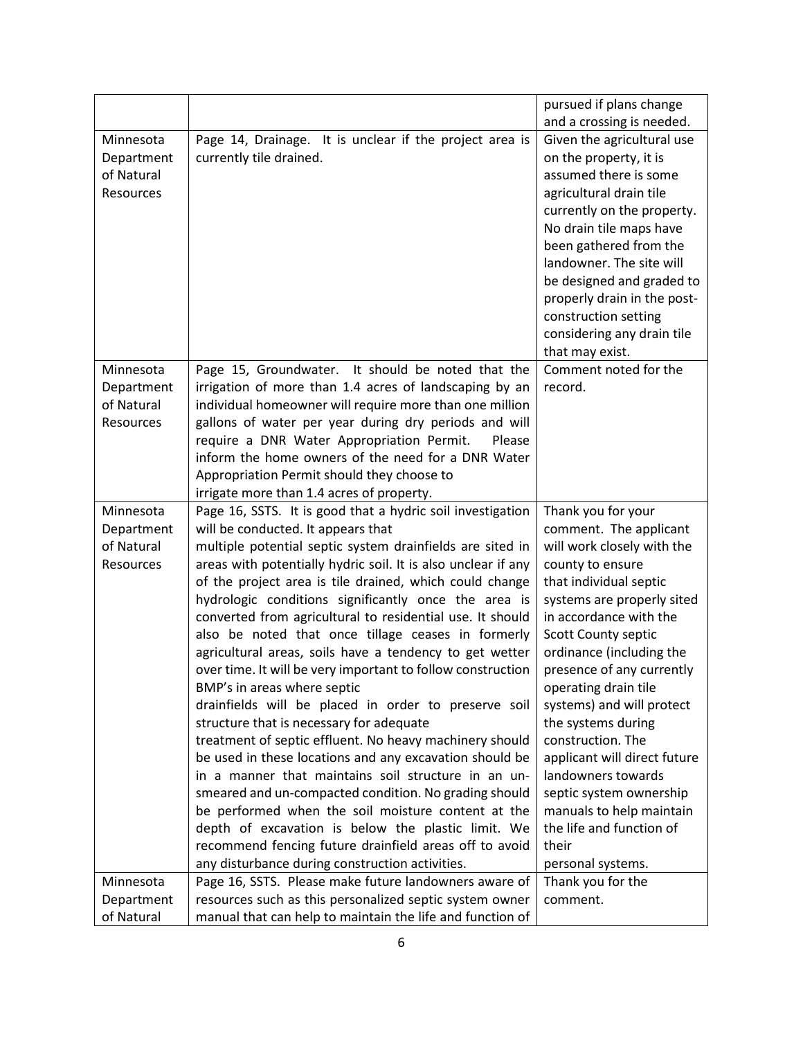| | | |
|---|---|---|
| | | pursued if plans change and a crossing is needed. |
| Minnesota Department of Natural Resources | Page 14, Drainage. It is unclear if the project area is currently tile drained. | Given the agricultural use on the property, it is assumed there is some agricultural drain tile currently on the property. No drain tile maps have been gathered from the landowner. The site will be designed and graded to properly drain in the post-construction setting considering any drain tile that may exist. |
| Minnesota Department of Natural Resources | Page 15, Groundwater. It should be noted that the irrigation of more than 1.4 acres of landscaping by an individual homeowner will require more than one million gallons of water per year during dry periods and will require a DNR Water Appropriation Permit. Please inform the home owners of the need for a DNR Water Appropriation Permit should they choose to irrigate more than 1.4 acres of property. | Comment noted for the record. |
| Minnesota Department of Natural Resources | Page 16, SSTS. It is good that a hydric soil investigation will be conducted. It appears that multiple potential septic system drainfields are sited in areas with potentially hydric soil. It is also unclear if any of the project area is tile drained, which could change hydrologic conditions significantly once the area is converted from agricultural to residential use. It should also be noted that once tillage ceases in formerly agricultural areas, soils have a tendency to get wetter over time. It will be very important to follow construction BMP's in areas where septic drainfields will be placed in order to preserve soil structure that is necessary for adequate treatment of septic effluent. No heavy machinery should be used in these locations and any excavation should be in a manner that maintains soil structure in an un-smeared and un-compacted condition. No grading should be performed when the soil moisture content at the depth of excavation is below the plastic limit. We recommend fencing future drainfield areas off to avoid any disturbance during construction activities. | Thank you for your comment. The applicant will work closely with the county to ensure that individual septic systems are properly sited in accordance with the Scott County septic ordinance (including the presence of any currently operating drain tile systems) and will protect the systems during construction. The applicant will direct future landowners towards septic system ownership manuals to help maintain the life and function of their personal systems. |
| Minnesota Department of Natural | Page 16, SSTS. Please make future landowners aware of resources such as this personalized septic system owner manual that can help to maintain the life and function of | Thank you for the comment. |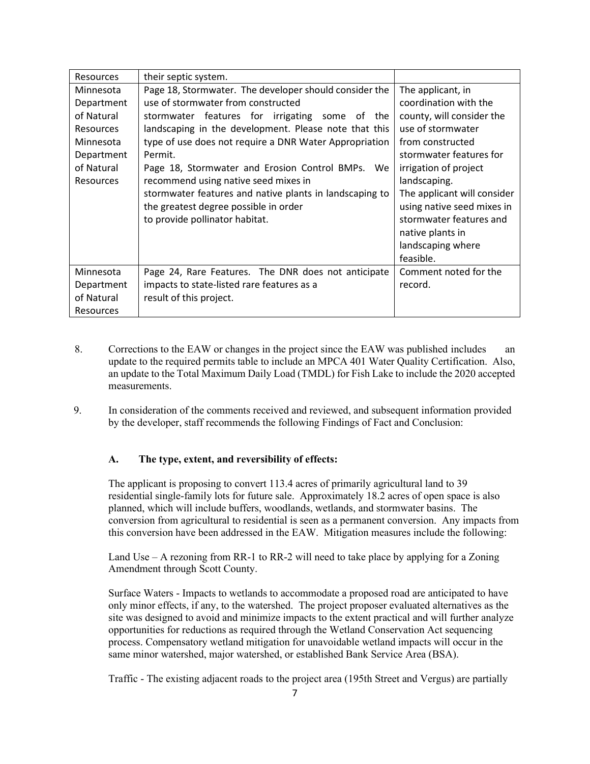| | | |
|---|---|---|
| Resources | their septic system. | |
| Minnesota Department of Natural Resources Minnesota Department of Natural Resources | Page 18, Stormwater. The developer should consider the use of stormwater from constructed stormwater features for irrigating some of the landscaping in the development. Please note that this type of use does not require a DNR Water Appropriation Permit.<br>Page 18, Stormwater and Erosion Control BMPs. We recommend using native seed mixes in stormwater features and native plants in landscaping to the greatest degree possible in order to provide pollinator habitat. | The applicant, in coordination with the county, will consider the use of stormwater from constructed stormwater features for irrigation of project landscaping.<br>The applicant will consider using native seed mixes in stormwater features and native plants in landscaping where feasible. |
| Minnesota Department of Natural Resources | Page 24, Rare Features. The DNR does not anticipate impacts to state-listed rare features as a result of this project. | Comment noted for the record. |

8. Corrections to the EAW or changes in the project since the EAW was published includes an update to the required permits table to include an MPCA 401 Water Quality Certification. Also, an update to the Total Maximum Daily Load (TMDL) for Fish Lake to include the 2020 accepted measurements.

9. In consideration of the comments received and reviewed, and subsequent information provided by the developer, staff recommends the following Findings of Fact and Conclusion:

**A. The type, extent, and reversibility of effects:**

The applicant is proposing to convert 113.4 acres of primarily agricultural land to 39 residential single-family lots for future sale. Approximately 18.2 acres of open space is also planned, which will include buffers, woodlands, wetlands, and stormwater basins. The conversion from agricultural to residential is seen as a permanent conversion. Any impacts from this conversion have been addressed in the EAW. Mitigation measures include the following:

Land Use – A rezoning from RR-1 to RR-2 will need to take place by applying for a Zoning Amendment through Scott County.

Surface Waters - Impacts to wetlands to accommodate a proposed road are anticipated to have only minor effects, if any, to the watershed. The project proposer evaluated alternatives as the site was designed to avoid and minimize impacts to the extent practical and will further analyze opportunities for reductions as required through the Wetland Conservation Act sequencing process. Compensatory wetland mitigation for unavoidable wetland impacts will occur in the same minor watershed, major watershed, or established Bank Service Area (BSA).

Traffic - The existing adjacent roads to the project area (195th Street and Vergus) are partially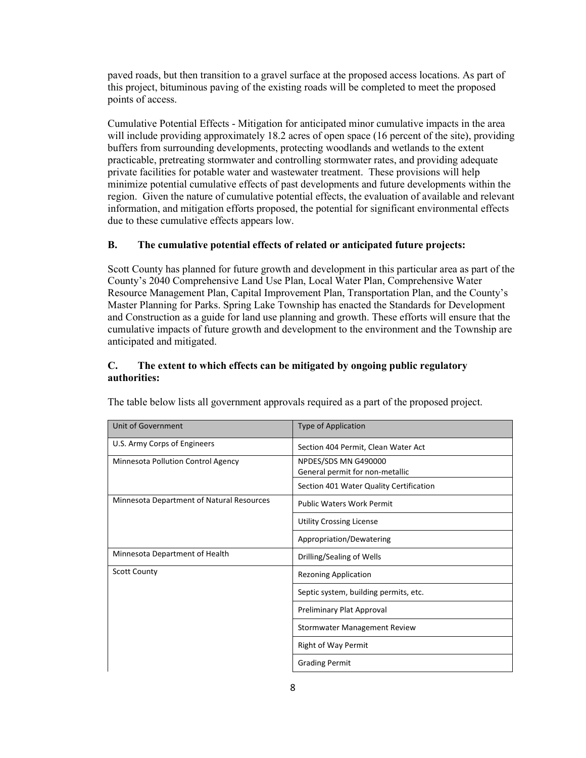paved roads, but then transition to a gravel surface at the proposed access locations. As part of this project, bituminous paving of the existing roads will be completed to meet the proposed points of access.

Cumulative Potential Effects - Mitigation for anticipated minor cumulative impacts in the area will include providing approximately 18.2 acres of open space (16 percent of the site), providing buffers from surrounding developments, protecting woodlands and wetlands to the extent practicable, pretreating stormwater and controlling stormwater rates, and providing adequate private facilities for potable water and wastewater treatment. These provisions will help minimize potential cumulative effects of past developments and future developments within the region. Given the nature of cumulative potential effects, the evaluation of available and relevant information, and mitigation efforts proposed, the potential for significant environmental effects due to these cumulative effects appears low.

**B. The cumulative potential effects of related or anticipated future projects:**

Scott County has planned for future growth and development in this particular area as part of the County's 2040 Comprehensive Land Use Plan, Local Water Plan, Comprehensive Water Resource Management Plan, Capital Improvement Plan, Transportation Plan, and the County's Master Planning for Parks. Spring Lake Township has enacted the Standards for Development and Construction as a guide for land use planning and growth. These efforts will ensure that the cumulative impacts of future growth and development to the environment and the Township are anticipated and mitigated.

**C. The extent to which effects can be mitigated by ongoing public regulatory authorities:**

The table below lists all government approvals required as a part of the proposed project.

| Unit of Government | Type of Application |
|---|---|
| U.S. Army Corps of Engineers | Section 404 Permit, Clean Water Act |
| Minnesota Pollution Control Agency | NPDES/SDS MN G490000 General permit for non-metallic |
| | Section 401 Water Quality Certification |
| Minnesota Department of Natural Resources | Public Waters Work Permit |
| | Utility Crossing License |
| | Appropriation/Dewatering |
| Minnesota Department of Health | Drilling/Sealing of Wells |
| Scott County | Rezoning Application |
| | Septic system, building permits, etc. |
| | Preliminary Plat Approval |
| | Stormwater Management Review |
| | Right of Way Permit |
| | Grading Permit |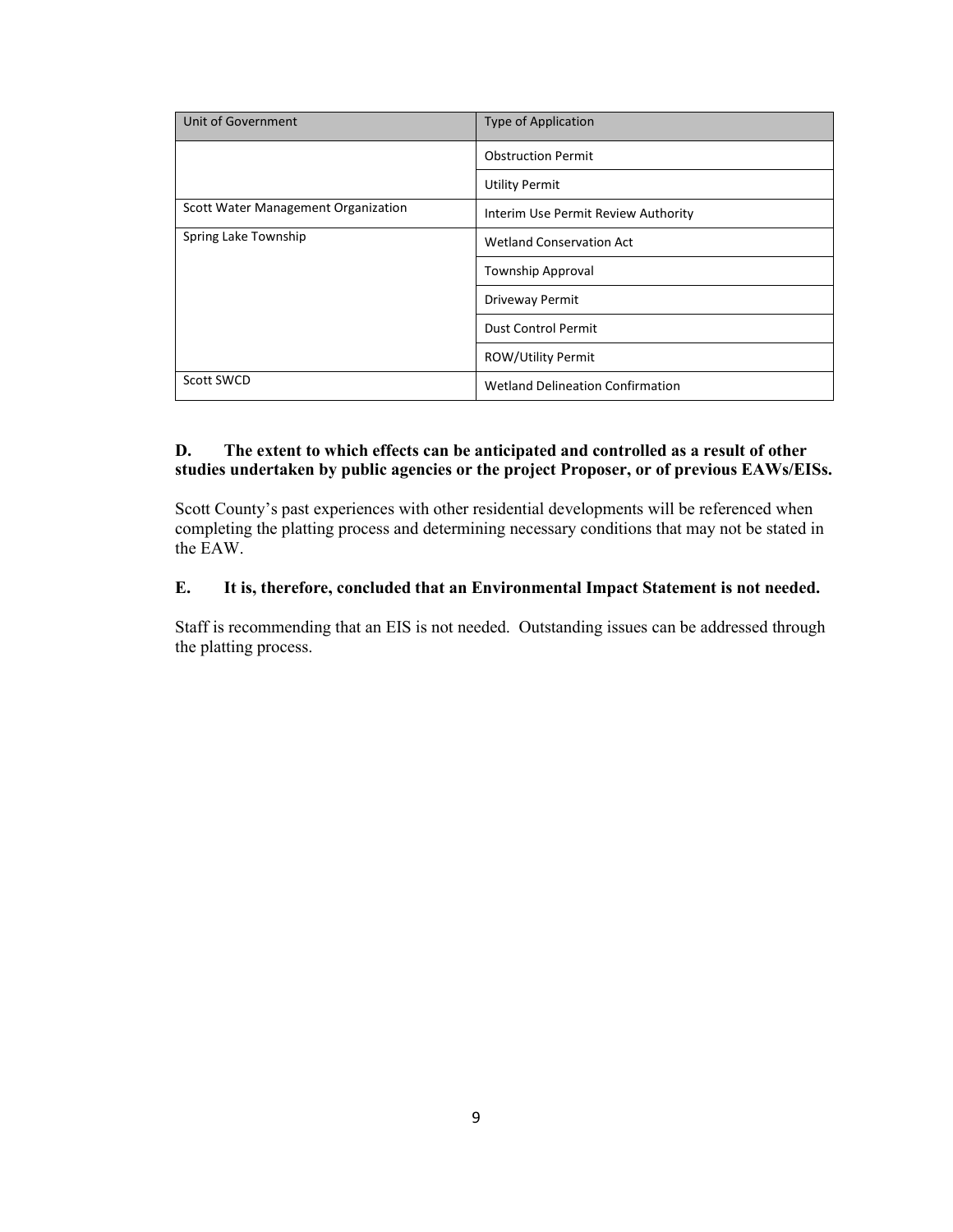| Unit of Government | Type of Application |
| --- | --- |
| | Obstruction Permit |
| | Utility Permit |
| Scott Water Management Organization | Interim Use Permit Review Authority |
| Spring Lake Township | Wetland Conservation Act |
| | Township Approval |
| | Driveway Permit |
| | Dust Control Permit |
| | ROW/Utility Permit |
| Scott SWCD | Wetland Delineation Confirmation |

**D. The extent to which effects can be anticipated and controlled as a result of other studies undertaken by public agencies or the project Proposer, or of previous EAWs/EISs.**

Scott County's past experiences with other residential developments will be referenced when completing the platting process and determining necessary conditions that may not be stated in the EAW.

**E. It is, therefore, concluded that an Environmental Impact Statement is not needed.**

Staff is recommending that an EIS is not needed. Outstanding issues can be addressed through the platting process.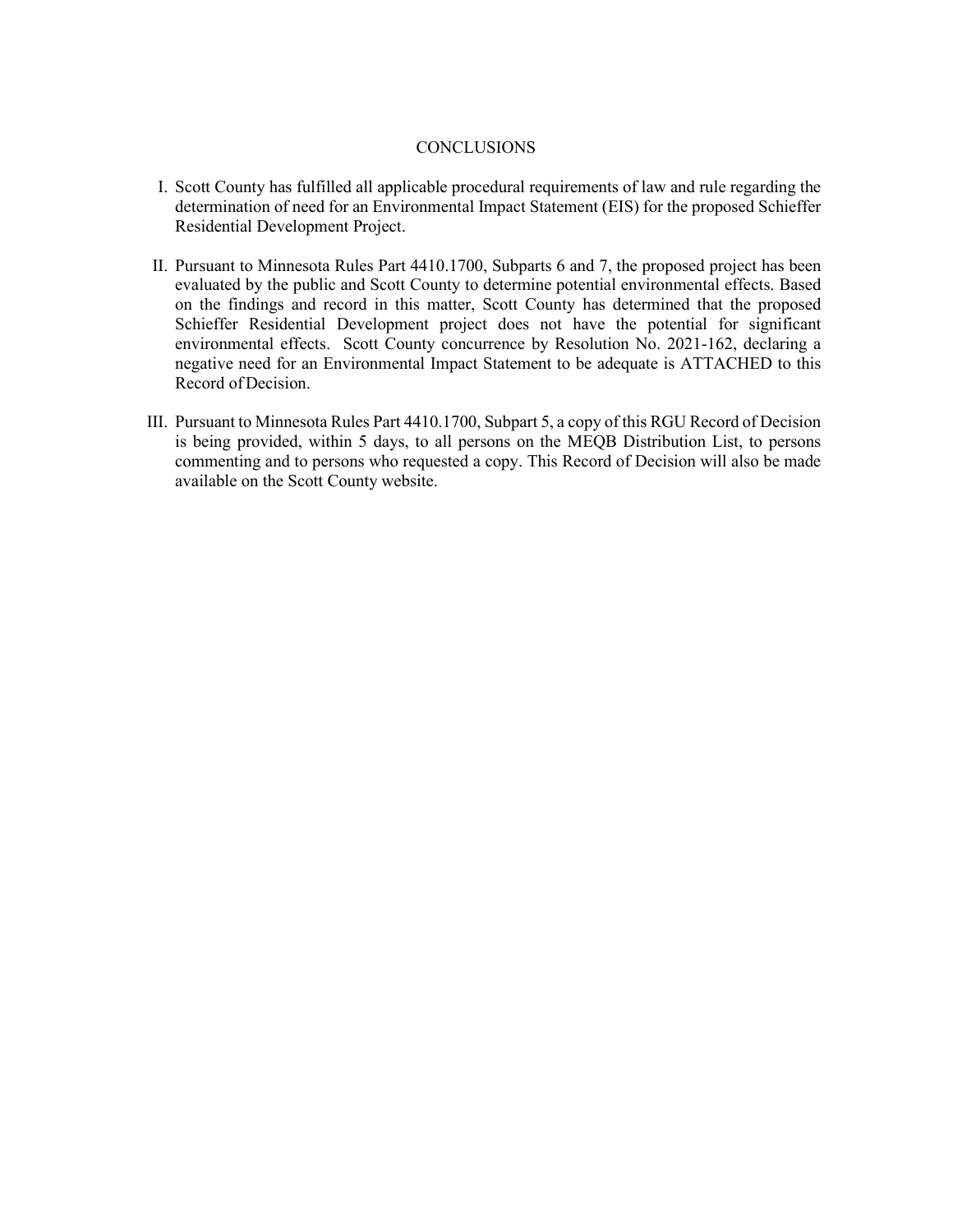## CONCLUSIONS

I. Scott County has fulfilled all applicable procedural requirements of law and rule regarding the determination of need for an Environmental Impact Statement (EIS) for the proposed Schieffer Residential Development Project.

II. Pursuant to Minnesota Rules Part 4410.1700, Subparts 6 and 7, the proposed project has been evaluated by the public and Scott County to determine potential environmental effects. Based on the findings and record in this matter, Scott County has determined that the proposed Schieffer Residential Development project does not have the potential for significant environmental effects. Scott County concurrence by Resolution No. 2021-162, declaring a negative need for an Environmental Impact Statement to be adequate is ATTACHED to this Record of Decision.

III. Pursuant to Minnesota Rules Part 4410.1700, Subpart 5, a copy of this RGU Record of Decision is being provided, within 5 days, to all persons on the MEQB Distribution List, to persons commenting and to persons who requested a copy. This Record of Decision will also be made available on the Scott County website.